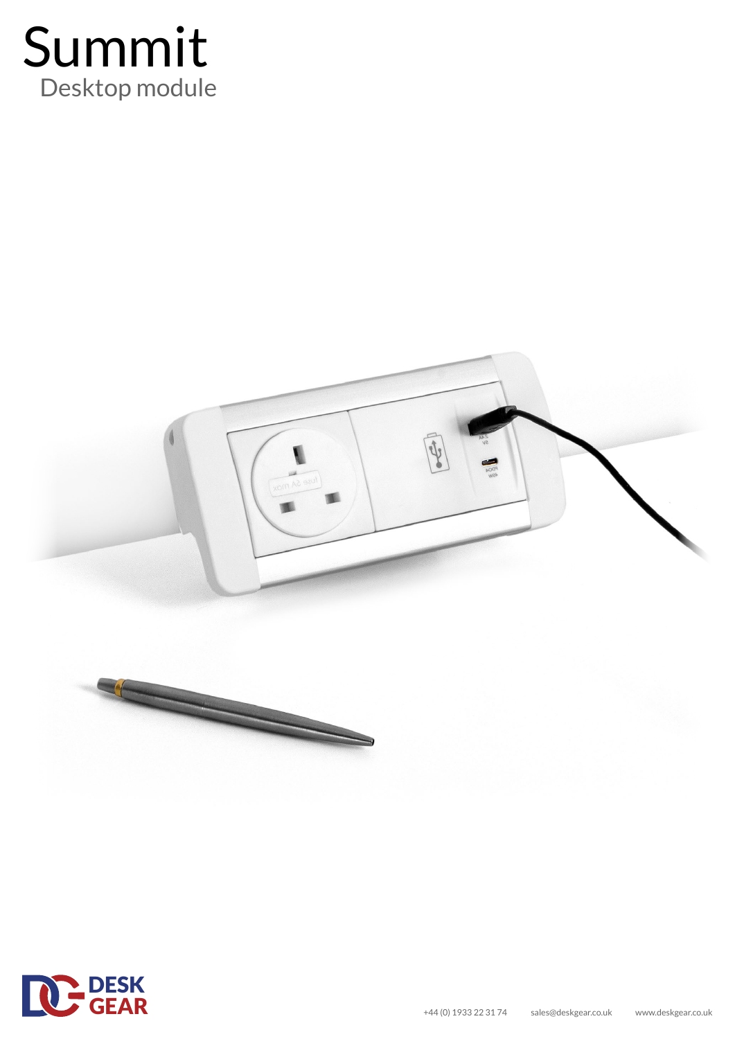# Summit

Desktop module

DESK GEAR

+44 (0) 1933 22 31 74 sales@deskgear.co.uk www.deskgear.co.uk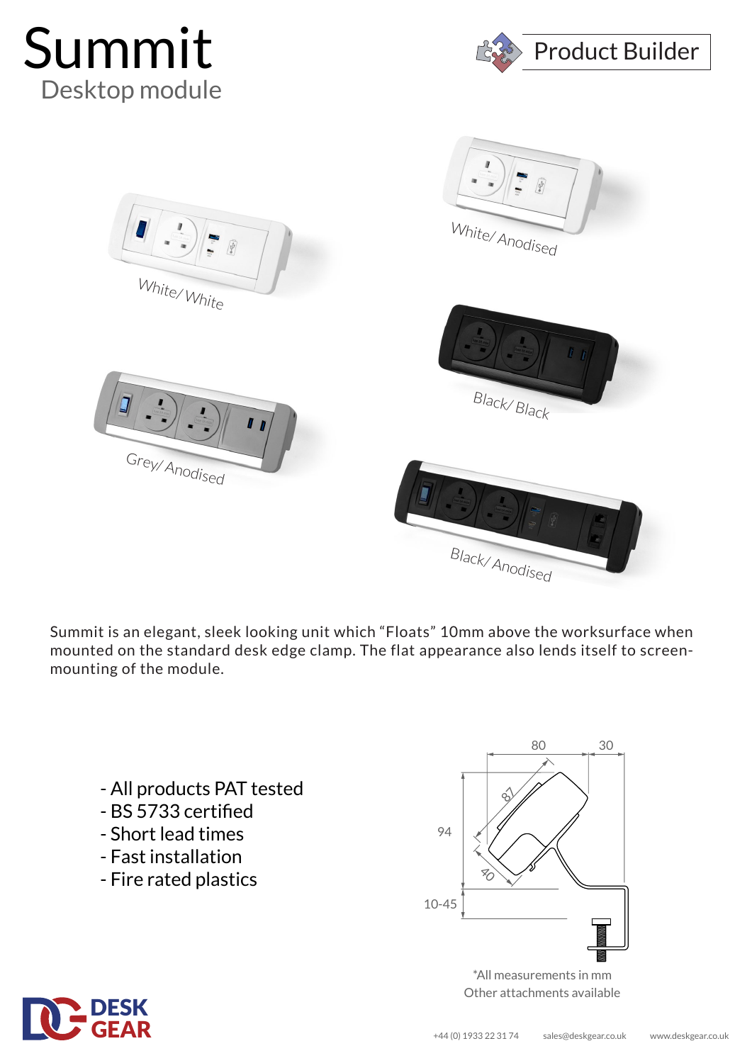# Summit

## Desktop module

Product Builder

White/ White

White/ Anodised

Black/ Black

Grey/ Anodised

Black/ Anodised

Summit is an elegant, sleek looking unit which “Floats” 10mm above the worksurface when mounted on the standard desk edge clamp. The flat appearance also lends itself to screen-mounting of the module.

- All products PAT tested
- BS 5733 certified
- Short lead times
- Fast installation
- Fire rated plastics

80 30 87 94 40 10-45

*All measurements in mm
Other attachments available

+44 (0) 1933 22 31 74 sales@deskgear.co.uk www.deskgear.co.uk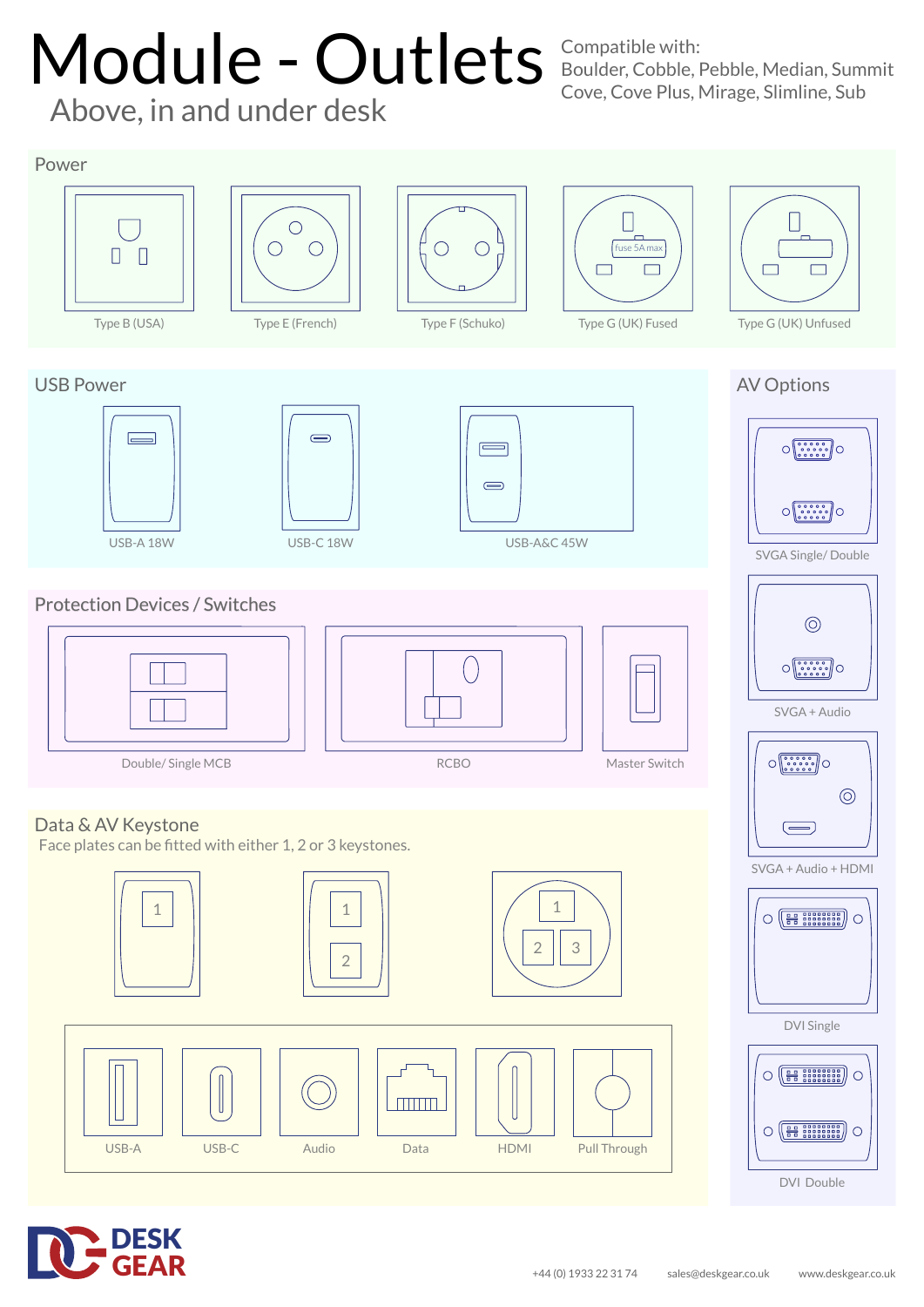# Module - Outlets

Above, in and under desk

Compatible with:
Boulder, Cobble, Pebble, Median, Summit
Cove, Cove Plus, Mirage, Slimline, Sub

## Power

Type B (USA)

Type E (French)

Type F (Schuko)

fuse 5A max

Type G (UK) Fused

Type G (UK) Unfused

## USB Power

USB-A 18W

USB-C 18W

USB-A&C 45W

## AV Options

SVGA Single/ Double

SVGA + Audio

SVGA + Audio + HDMI

DVI Single

DVI Double

## Protection Devices / Switches

Double/ Single MCB

RCBO

Master Switch

## Data & AV Keystone

Face plates can be fitted with either 1, 2 or 3 keystones.

1

1
2

1
2 3

USB-A

USB-C

Audio

Data

HDMI

Pull Through

DESK GEAR

+44 (0) 1933 22 31 74 sales@deskgear.co.uk www.deskgear.co.uk